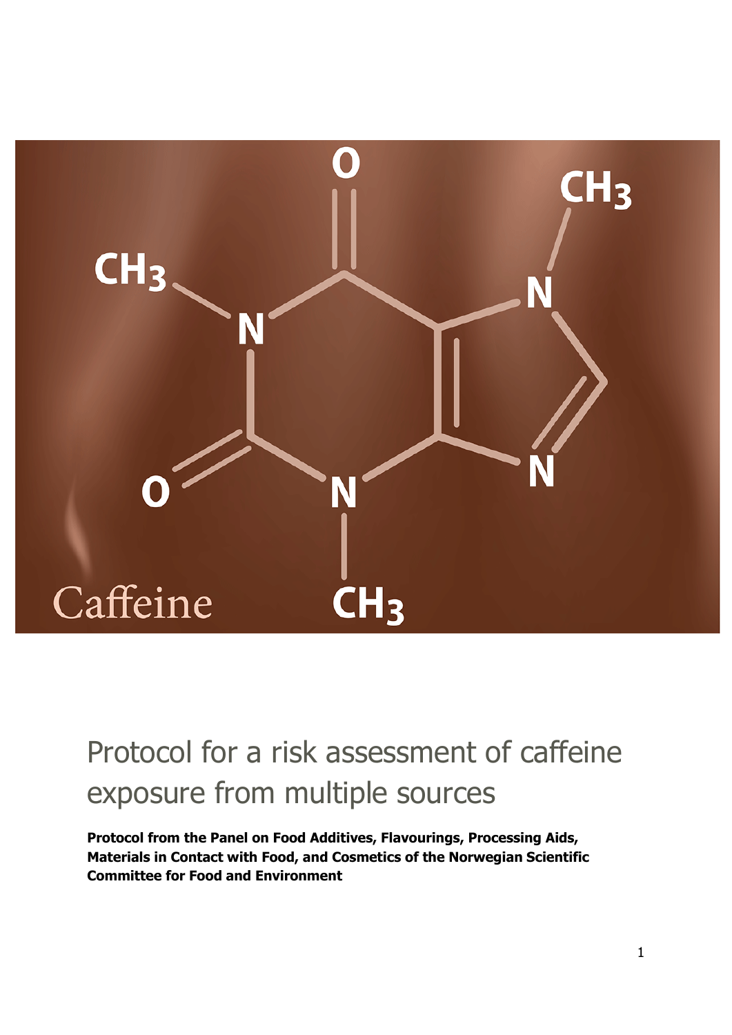# Protocol for a risk assessment of caffeine exposure from multiple sources

**Protocol from the Panel on Food Additives, Flavourings, Processing Aids, Materials in Contact with Food, and Cosmetics of the Norwegian Scientific Committee for Food and Environment**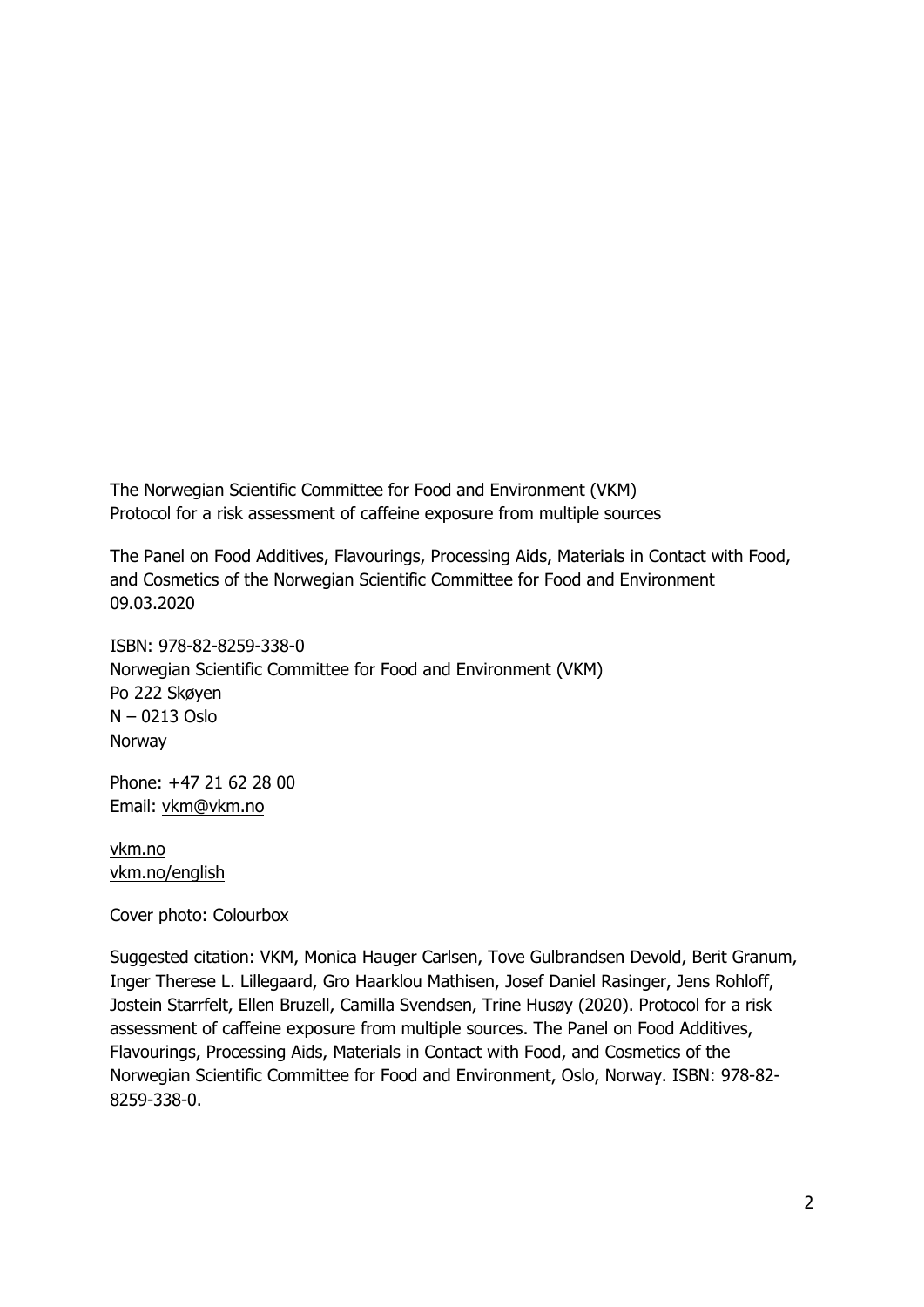The Norwegian Scientific Committee for Food and Environment (VKM)
Protocol for a risk assessment of caffeine exposure from multiple sources

The Panel on Food Additives, Flavourings, Processing Aids, Materials in Contact with Food, and Cosmetics of the Norwegian Scientific Committee for Food and Environment
09.03.2020

ISBN: 978-82-8259-338-0
Norwegian Scientific Committee for Food and Environment (VKM)
Po 222 Skøyen
N – 0213 Oslo
Norway

Phone: +47 21 62 28 00
Email: vkm@vkm.no

vkm.no
vkm.no/english

Cover photo: Colourbox

Suggested citation: VKM, Monica Hauger Carlsen, Tove Gulbrandsen Devold, Berit Granum, Inger Therese L. Lillegaard, Gro Haarklou Mathisen, Josef Daniel Rasinger, Jens Rohloff, Jostein Starrfelt, Ellen Bruzell, Camilla Svendsen, Trine Husøy (2020). Protocol for a risk assessment of caffeine exposure from multiple sources. The Panel on Food Additives, Flavourings, Processing Aids, Materials in Contact with Food, and Cosmetics of the Norwegian Scientific Committee for Food and Environment, Oslo, Norway. ISBN: 978-82-8259-338-0.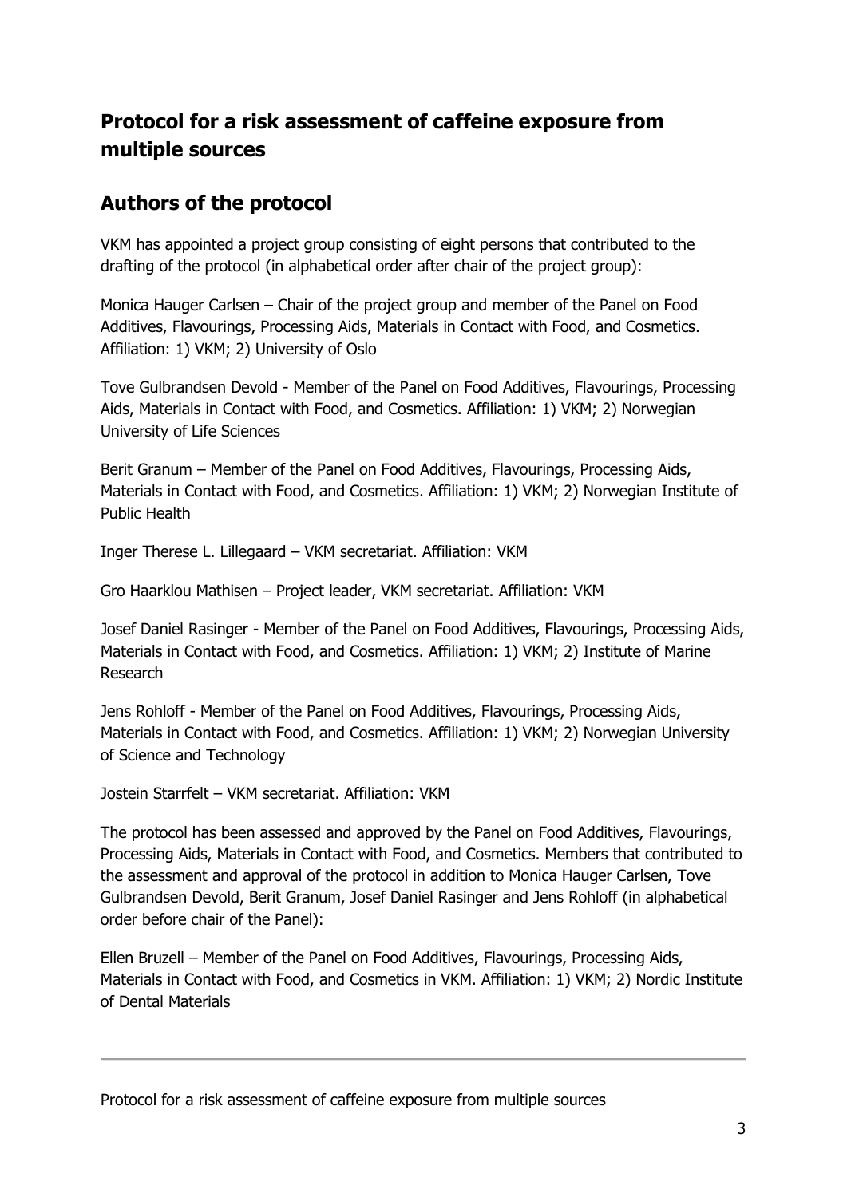## Protocol for a risk assessment of caffeine exposure from multiple sources

## Authors of the protocol

VKM has appointed a project group consisting of eight persons that contributed to the drafting of the protocol (in alphabetical order after chair of the project group):

Monica Hauger Carlsen – Chair of the project group and member of the Panel on Food Additives, Flavourings, Processing Aids, Materials in Contact with Food, and Cosmetics. Affiliation: 1) VKM; 2) University of Oslo

Tove Gulbrandsen Devold - Member of the Panel on Food Additives, Flavourings, Processing Aids, Materials in Contact with Food, and Cosmetics. Affiliation: 1) VKM; 2) Norwegian University of Life Sciences

Berit Granum – Member of the Panel on Food Additives, Flavourings, Processing Aids, Materials in Contact with Food, and Cosmetics. Affiliation: 1) VKM; 2) Norwegian Institute of Public Health

Inger Therese L. Lillegaard – VKM secretariat. Affiliation: VKM

Gro Haarklou Mathisen – Project leader, VKM secretariat. Affiliation: VKM

Josef Daniel Rasinger - Member of the Panel on Food Additives, Flavourings, Processing Aids, Materials in Contact with Food, and Cosmetics. Affiliation: 1) VKM; 2) Institute of Marine Research

Jens Rohloff - Member of the Panel on Food Additives, Flavourings, Processing Aids, Materials in Contact with Food, and Cosmetics. Affiliation: 1) VKM; 2) Norwegian University of Science and Technology

Jostein Starrfelt – VKM secretariat. Affiliation: VKM

The protocol has been assessed and approved by the Panel on Food Additives, Flavourings, Processing Aids, Materials in Contact with Food, and Cosmetics. Members that contributed to the assessment and approval of the protocol in addition to Monica Hauger Carlsen, Tove Gulbrandsen Devold, Berit Granum, Josef Daniel Rasinger and Jens Rohloff (in alphabetical order before chair of the Panel):

Ellen Bruzell – Member of the Panel on Food Additives, Flavourings, Processing Aids, Materials in Contact with Food, and Cosmetics in VKM. Affiliation: 1) VKM; 2) Nordic Institute of Dental Materials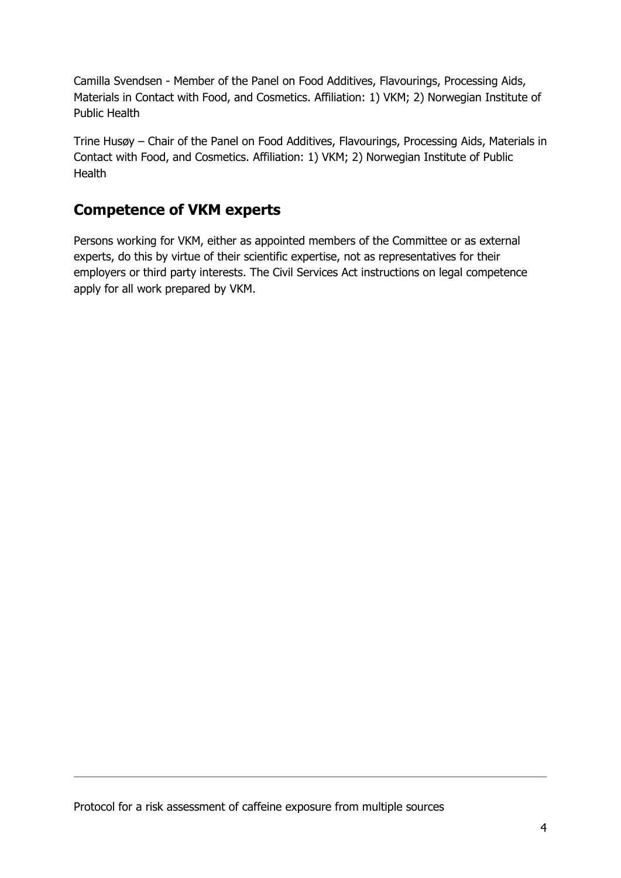Camilla Svendsen - Member of the Panel on Food Additives, Flavourings, Processing Aids, Materials in Contact with Food, and Cosmetics. Affiliation: 1) VKM; 2) Norwegian Institute of Public Health

Trine Husøy – Chair of the Panel on Food Additives, Flavourings, Processing Aids, Materials in Contact with Food, and Cosmetics. Affiliation: 1) VKM; 2) Norwegian Institute of Public Health

## Competence of VKM experts

Persons working for VKM, either as appointed members of the Committee or as external experts, do this by virtue of their scientific expertise, not as representatives for their employers or third party interests. The Civil Services Act instructions on legal competence apply for all work prepared by VKM.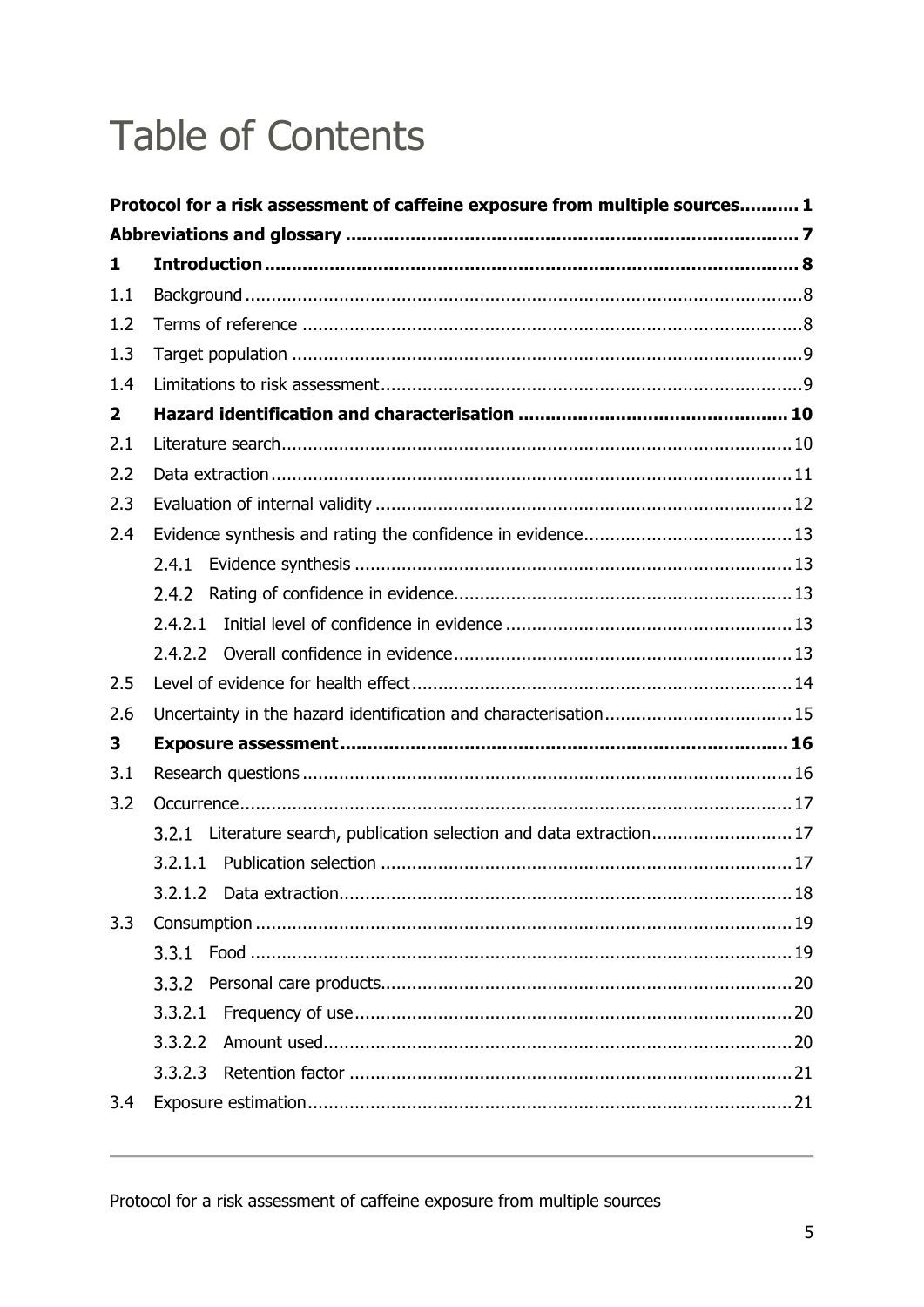# Table of Contents

**Protocol for a risk assessment of caffeine exposure from multiple sources........... 1**

**Abbreviations and glossary .................................................................................. 7**

**1 Introduction .................................................................................................. 8**

1.1 Background ........................................................................................................8

1.2 Terms of reference ..............................................................................................8

1.3 Target population ................................................................................................9

1.4 Limitations to risk assessment...............................................................................9

**2 Hazard identification and characterisation ................................................ 10**

2.1 Literature search................................................................................................10

2.2 Data extraction ..................................................................................................11

2.3 Evaluation of internal validity ...............................................................................12

2.4 Evidence synthesis and rating the confidence in evidence.......................................13

2.4.1 Evidence synthesis ..................................................................................13

2.4.2 Rating of confidence in evidence...............................................................13

2.4.2.1 Initial level of confidence in evidence .....................................................13

2.4.2.2 Overall confidence in evidence...............................................................13

2.5 Level of evidence for health effect........................................................................14

2.6 Uncertainty in the hazard identification and characterisation...................................15

**3 Exposure assessment ................................................................................. 16**

3.1 Research questions ............................................................................................16

3.2 Occurrence........................................................................................................17

3.2.1 Literature search, publication selection and data extraction..........................17

3.2.1.1 Publication selection .............................................................................17

3.2.1.2 Data extraction.....................................................................................18

3.3 Consumption .....................................................................................................19

3.3.1 Food ......................................................................................................19

3.3.2 Personal care products.............................................................................20

3.3.2.1 Frequency of use..................................................................................20

3.3.2.2 Amount used........................................................................................20

3.3.2.3 Retention factor ...................................................................................21

3.4 Exposure estimation...........................................................................................21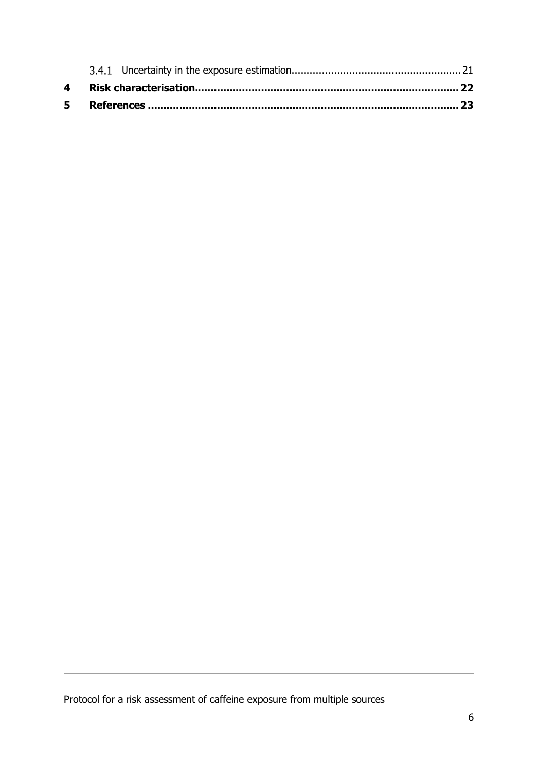3.4.1 Uncertainty in the exposure estimation........................................................21

**4 Risk characterisation................................................................................... 22**

**5 References ................................................................................................. 23**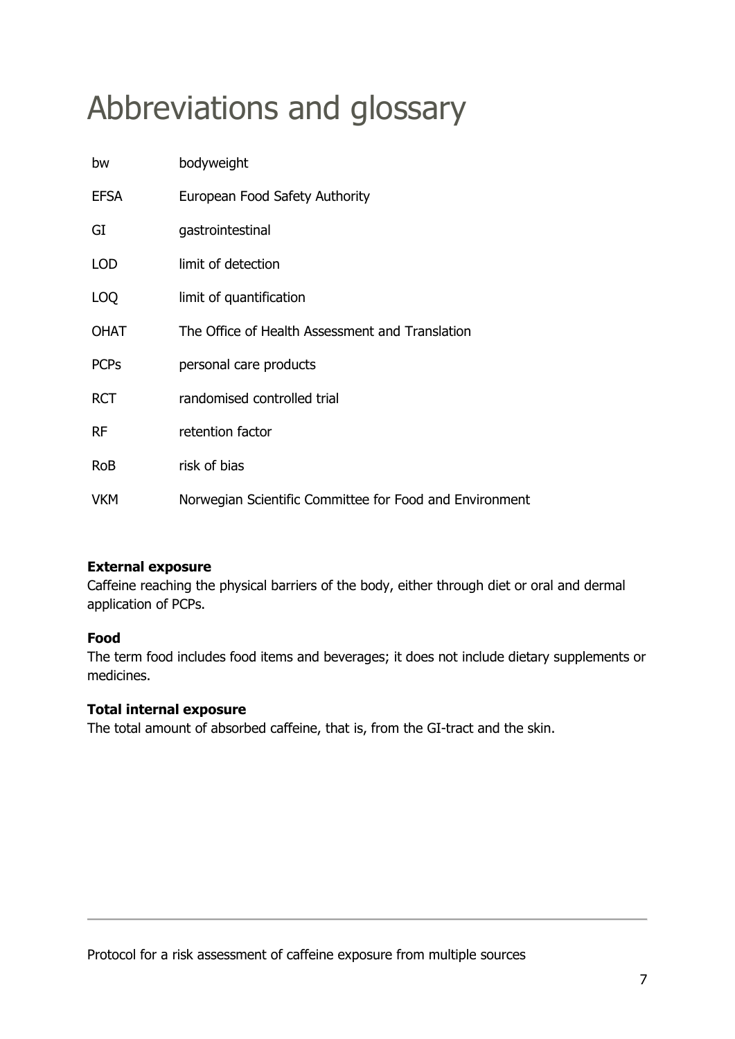# Abbreviations and glossary

| | |
|---|---|
| bw | bodyweight |
| EFSA | European Food Safety Authority |
| GI | gastrointestinal |
| LOD | limit of detection |
| LOQ | limit of quantification |
| OHAT | The Office of Health Assessment and Translation |
| PCPs | personal care products |
| RCT | randomised controlled trial |
| RF | retention factor |
| RoB | risk of bias |
| VKM | Norwegian Scientific Committee for Food and Environment |

**External exposure**
Caffeine reaching the physical barriers of the body, either through diet or oral and dermal application of PCPs.

**Food**
The term food includes food items and beverages; it does not include dietary supplements or medicines.

**Total internal exposure**
The total amount of absorbed caffeine, that is, from the GI-tract and the skin.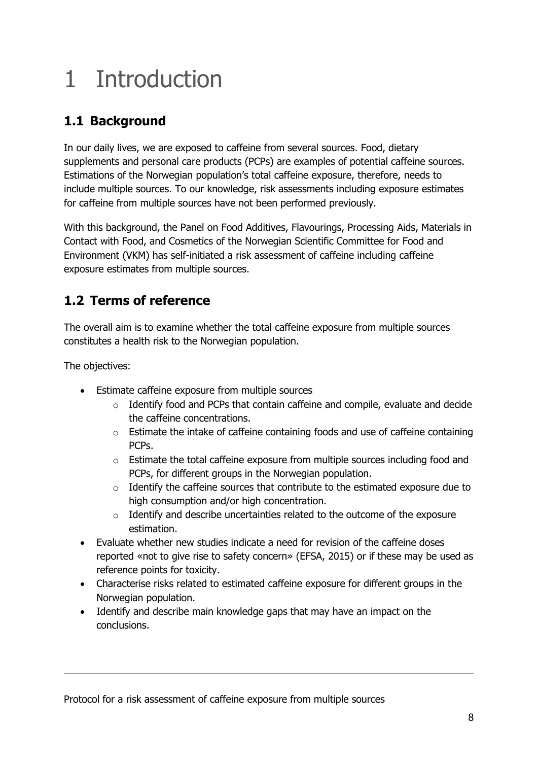# 1 Introduction

## 1.1 Background

In our daily lives, we are exposed to caffeine from several sources. Food, dietary supplements and personal care products (PCPs) are examples of potential caffeine sources. Estimations of the Norwegian population's total caffeine exposure, therefore, needs to include multiple sources. To our knowledge, risk assessments including exposure estimates for caffeine from multiple sources have not been performed previously.

With this background, the Panel on Food Additives, Flavourings, Processing Aids, Materials in Contact with Food, and Cosmetics of the Norwegian Scientific Committee for Food and Environment (VKM) has self-initiated a risk assessment of caffeine including caffeine exposure estimates from multiple sources.

## 1.2 Terms of reference

The overall aim is to examine whether the total caffeine exposure from multiple sources constitutes a health risk to the Norwegian population.

The objectives:

- Estimate caffeine exposure from multiple sources
  - Identify food and PCPs that contain caffeine and compile, evaluate and decide the caffeine concentrations.
  - Estimate the intake of caffeine containing foods and use of caffeine containing PCPs.
  - Estimate the total caffeine exposure from multiple sources including food and PCPs, for different groups in the Norwegian population.
  - Identify the caffeine sources that contribute to the estimated exposure due to high consumption and/or high concentration.
  - Identify and describe uncertainties related to the outcome of the exposure estimation.
- Evaluate whether new studies indicate a need for revision of the caffeine doses reported «not to give rise to safety concern» (EFSA, 2015) or if these may be used as reference points for toxicity.
- Characterise risks related to estimated caffeine exposure for different groups in the Norwegian population.
- Identify and describe main knowledge gaps that may have an impact on the conclusions.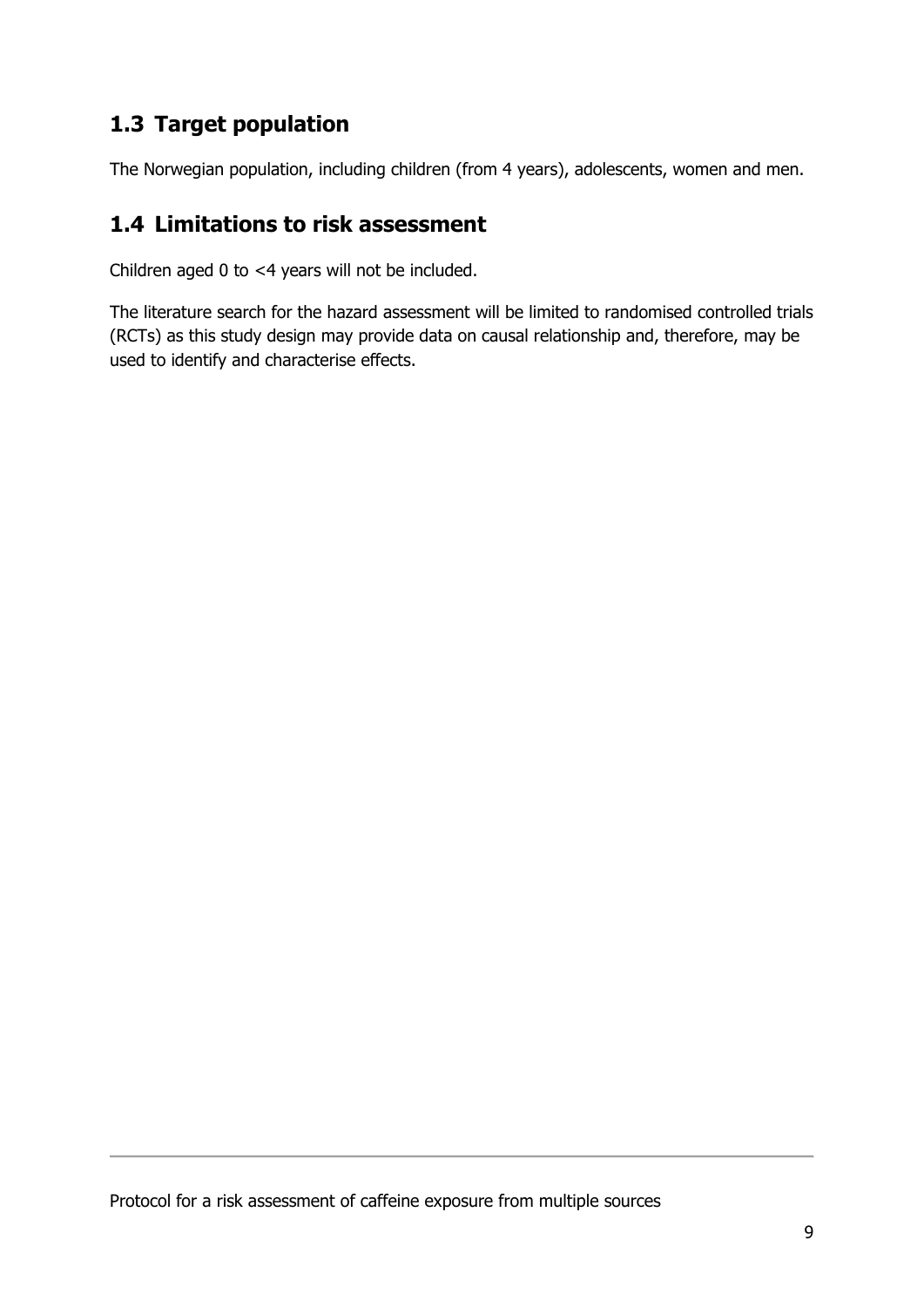## 1.3 Target population

The Norwegian population, including children (from 4 years), adolescents, women and men.

## 1.4 Limitations to risk assessment

Children aged 0 to <4 years will not be included.

The literature search for the hazard assessment will be limited to randomised controlled trials (RCTs) as this study design may provide data on causal relationship and, therefore, may be used to identify and characterise effects.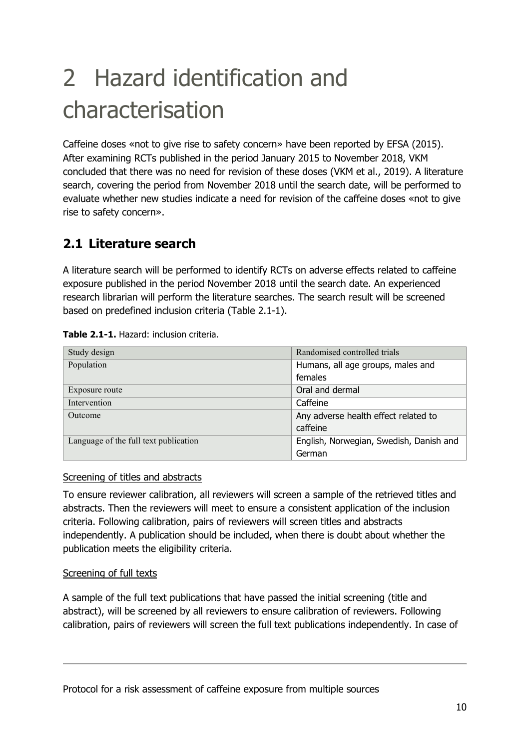# 2 Hazard identification and characterisation

Caffeine doses «not to give rise to safety concern» have been reported by EFSA (2015). After examining RCTs published in the period January 2015 to November 2018, VKM concluded that there was no need for revision of these doses (VKM et al., 2019). A literature search, covering the period from November 2018 until the search date, will be performed to evaluate whether new studies indicate a need for revision of the caffeine doses «not to give rise to safety concern».

## 2.1 Literature search

A literature search will be performed to identify RCTs on adverse effects related to caffeine exposure published in the period November 2018 until the search date. An experienced research librarian will perform the literature searches. The search result will be screened based on predefined inclusion criteria (Table 2.1-1).

**Table 2.1-1.** Hazard: inclusion criteria.

| Study design | Randomised controlled trials |
|---|---|
| Population | Humans, all age groups, males and females |
| Exposure route | Oral and dermal |
| Intervention | Caffeine |
| Outcome | Any adverse health effect related to caffeine |
| Language of the full text publication | English, Norwegian, Swedish, Danish and German |

Screening of titles and abstracts

To ensure reviewer calibration, all reviewers will screen a sample of the retrieved titles and abstracts. Then the reviewers will meet to ensure a consistent application of the inclusion criteria. Following calibration, pairs of reviewers will screen titles and abstracts independently. A publication should be included, when there is doubt about whether the publication meets the eligibility criteria.

Screening of full texts

A sample of the full text publications that have passed the initial screening (title and abstract), will be screened by all reviewers to ensure calibration of reviewers. Following calibration, pairs of reviewers will screen the full text publications independently. In case of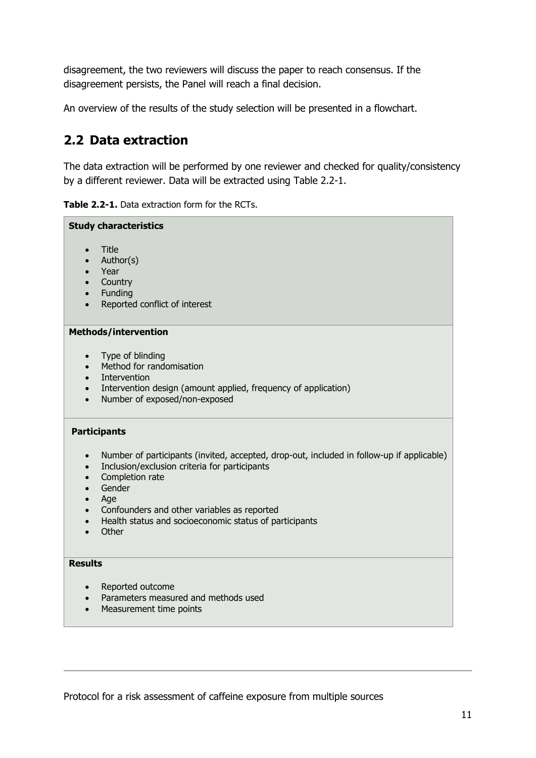disagreement, the two reviewers will discuss the paper to reach consensus. If the disagreement persists, the Panel will reach a final decision.

An overview of the results of the study selection will be presented in a flowchart.

## 2.2 Data extraction

The data extraction will be performed by one reviewer and checked for quality/consistency by a different reviewer. Data will be extracted using Table 2.2-1.

**Table 2.2-1.** Data extraction form for the RCTs.

| **Study characteristics** |
|---|
| • Title<br>• Author(s)<br>• Year<br>• Country<br>• Funding<br>• Reported conflict of interest |
| **Methods/intervention** |
| • Type of blinding<br>• Method for randomisation<br>• Intervention<br>• Intervention design (amount applied, frequency of application)<br>• Number of exposed/non-exposed |
| **Participants** |
| • Number of participants (invited, accepted, drop-out, included in follow-up if applicable)<br>• Inclusion/exclusion criteria for participants<br>• Completion rate<br>• Gender<br>• Age<br>• Confounders and other variables as reported<br>• Health status and socioeconomic status of participants<br>• Other |
| **Results** |
| • Reported outcome<br>• Parameters measured and methods used<br>• Measurement time points |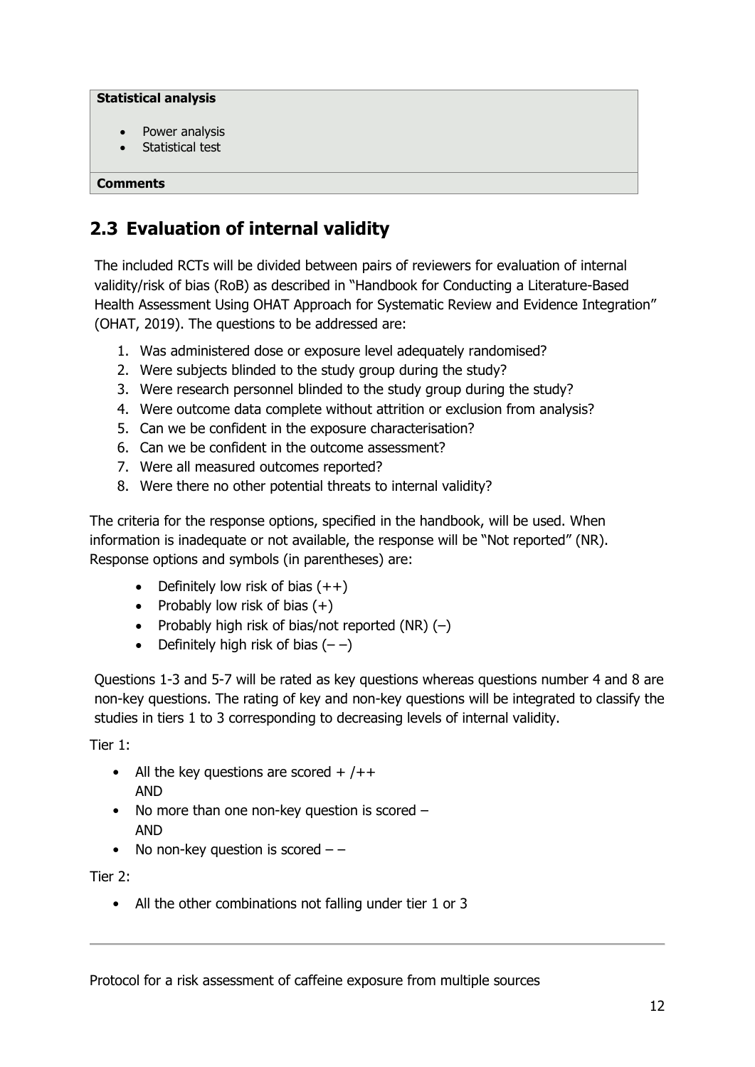| Statistical analysis |
| --- |
| • Power analysis<br>• Statistical test |
| **Comments** |

## 2.3 Evaluation of internal validity

The included RCTs will be divided between pairs of reviewers for evaluation of internal validity/risk of bias (RoB) as described in "Handbook for Conducting a Literature-Based Health Assessment Using OHAT Approach for Systematic Review and Evidence Integration" (OHAT, 2019). The questions to be addressed are:

1. Was administered dose or exposure level adequately randomised?
2. Were subjects blinded to the study group during the study?
3. Were research personnel blinded to the study group during the study?
4. Were outcome data complete without attrition or exclusion from analysis?
5. Can we be confident in the exposure characterisation?
6. Can we be confident in the outcome assessment?
7. Were all measured outcomes reported?
8. Were there no other potential threats to internal validity?

The criteria for the response options, specified in the handbook, will be used. When information is inadequate or not available, the response will be "Not reported" (NR). Response options and symbols (in parentheses) are:

- Definitely low risk of bias (++)
- Probably low risk of bias (+)
- Probably high risk of bias/not reported (NR) (–)
- Definitely high risk of bias (– –)

Questions 1-3 and 5-7 will be rated as key questions whereas questions number 4 and 8 are non-key questions. The rating of key and non-key questions will be integrated to classify the studies in tiers 1 to 3 corresponding to decreasing levels of internal validity.

Tier 1:

- All the key questions are scored + /++
  AND
- No more than one non-key question is scored –
  AND
- No non-key question is scored – –

Tier 2:

- All the other combinations not falling under tier 1 or 3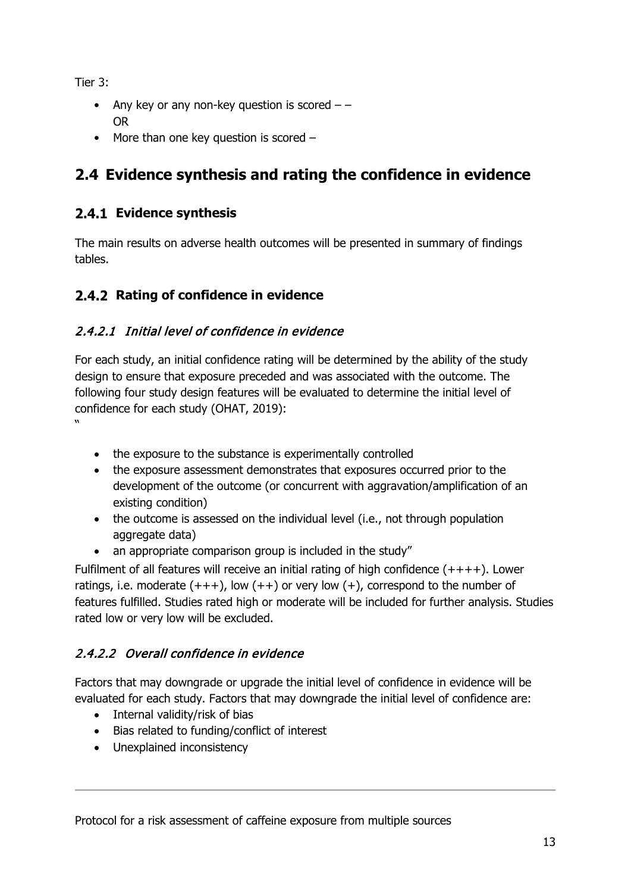Tier 3:

- Any key or any non-key question is scored – –
  OR
- More than one key question is scored –

## 2.4 Evidence synthesis and rating the confidence in evidence

### 2.4.1 Evidence synthesis

The main results on adverse health outcomes will be presented in summary of findings tables.

### 2.4.2 Rating of confidence in evidence

#### *2.4.2.1 Initial level of confidence in evidence*

For each study, an initial confidence rating will be determined by the ability of the study design to ensure that exposure preceded and was associated with the outcome. The following four study design features will be evaluated to determine the initial level of confidence for each study (OHAT, 2019):
"

- the exposure to the substance is experimentally controlled
- the exposure assessment demonstrates that exposures occurred prior to the development of the outcome (or concurrent with aggravation/amplification of an existing condition)
- the outcome is assessed on the individual level (i.e., not through population aggregate data)
- an appropriate comparison group is included in the study"

Fulfilment of all features will receive an initial rating of high confidence (++++). Lower ratings, i.e. moderate (+++), low (++) or very low (+), correspond to the number of features fulfilled. Studies rated high or moderate will be included for further analysis. Studies rated low or very low will be excluded.

#### *2.4.2.2 Overall confidence in evidence*

Factors that may downgrade or upgrade the initial level of confidence in evidence will be evaluated for each study. Factors that may downgrade the initial level of confidence are:

- Internal validity/risk of bias
- Bias related to funding/conflict of interest
- Unexplained inconsistency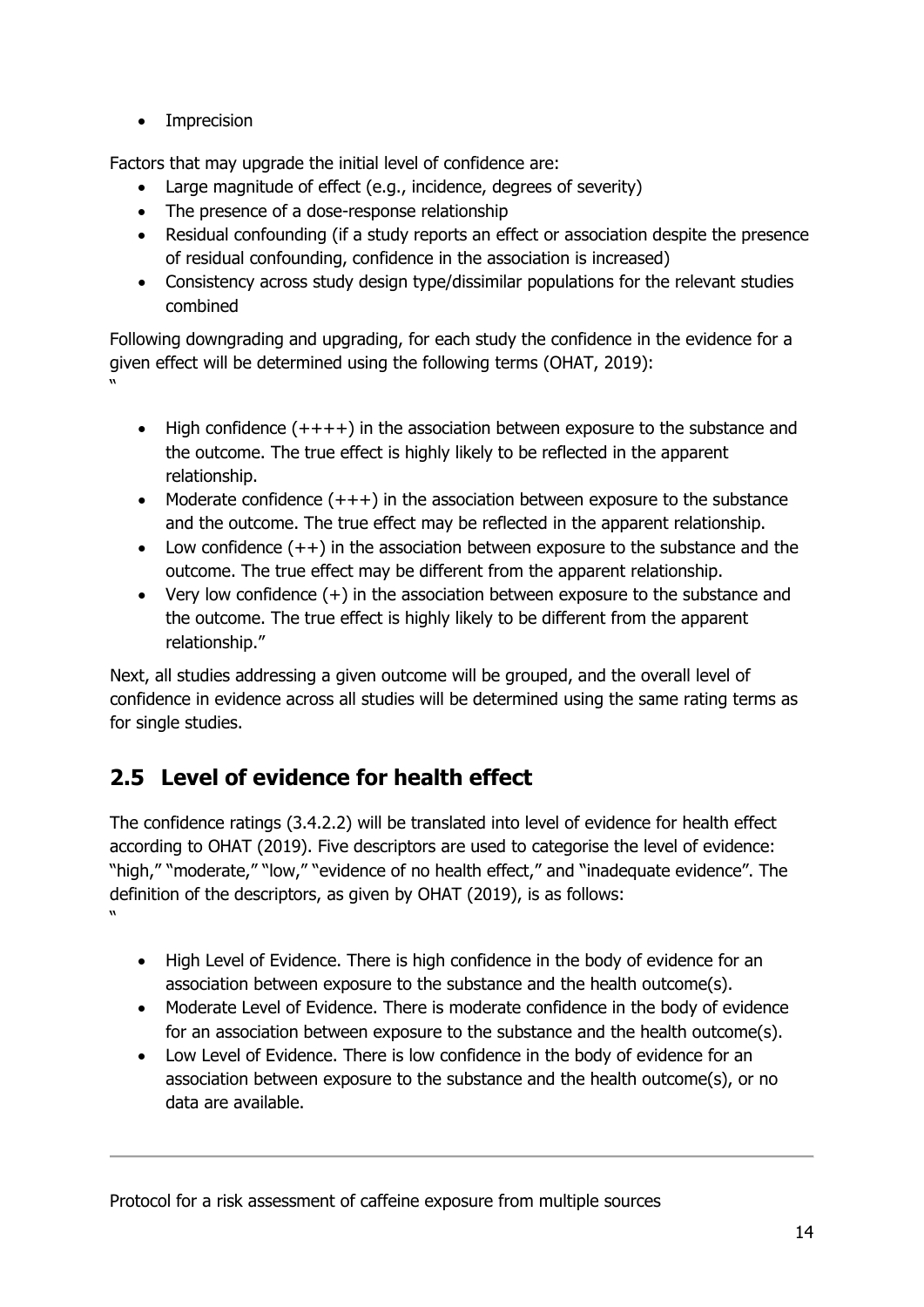- Imprecision

Factors that may upgrade the initial level of confidence are:

- Large magnitude of effect (e.g., incidence, degrees of severity)
- The presence of a dose-response relationship
- Residual confounding (if a study reports an effect or association despite the presence of residual confounding, confidence in the association is increased)
- Consistency across study design type/dissimilar populations for the relevant studies combined

Following downgrading and upgrading, for each study the confidence in the evidence for a given effect will be determined using the following terms (OHAT, 2019):
"

- High confidence (++++) in the association between exposure to the substance and the outcome. The true effect is highly likely to be reflected in the apparent relationship.
- Moderate confidence (+++) in the association between exposure to the substance and the outcome. The true effect may be reflected in the apparent relationship.
- Low confidence (++) in the association between exposure to the substance and the outcome. The true effect may be different from the apparent relationship.
- Very low confidence (+) in the association between exposure to the substance and the outcome. The true effect is highly likely to be different from the apparent relationship."

Next, all studies addressing a given outcome will be grouped, and the overall level of confidence in evidence across all studies will be determined using the same rating terms as for single studies.

## 2.5 Level of evidence for health effect

The confidence ratings (3.4.2.2) will be translated into level of evidence for health effect according to OHAT (2019). Five descriptors are used to categorise the level of evidence: "high," "moderate," "low," "evidence of no health effect," and "inadequate evidence". The definition of the descriptors, as given by OHAT (2019), is as follows:
"

- High Level of Evidence. There is high confidence in the body of evidence for an association between exposure to the substance and the health outcome(s).
- Moderate Level of Evidence. There is moderate confidence in the body of evidence for an association between exposure to the substance and the health outcome(s).
- Low Level of Evidence. There is low confidence in the body of evidence for an association between exposure to the substance and the health outcome(s), or no data are available.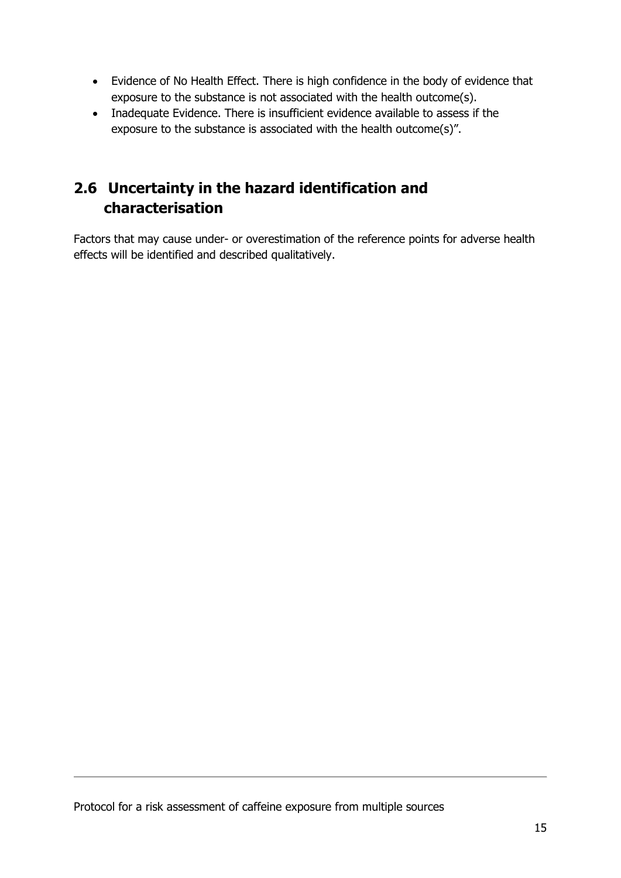- Evidence of No Health Effect. There is high confidence in the body of evidence that exposure to the substance is not associated with the health outcome(s).
- Inadequate Evidence. There is insufficient evidence available to assess if the exposure to the substance is associated with the health outcome(s)".

## 2.6 Uncertainty in the hazard identification and characterisation

Factors that may cause under- or overestimation of the reference points for adverse health effects will be identified and described qualitatively.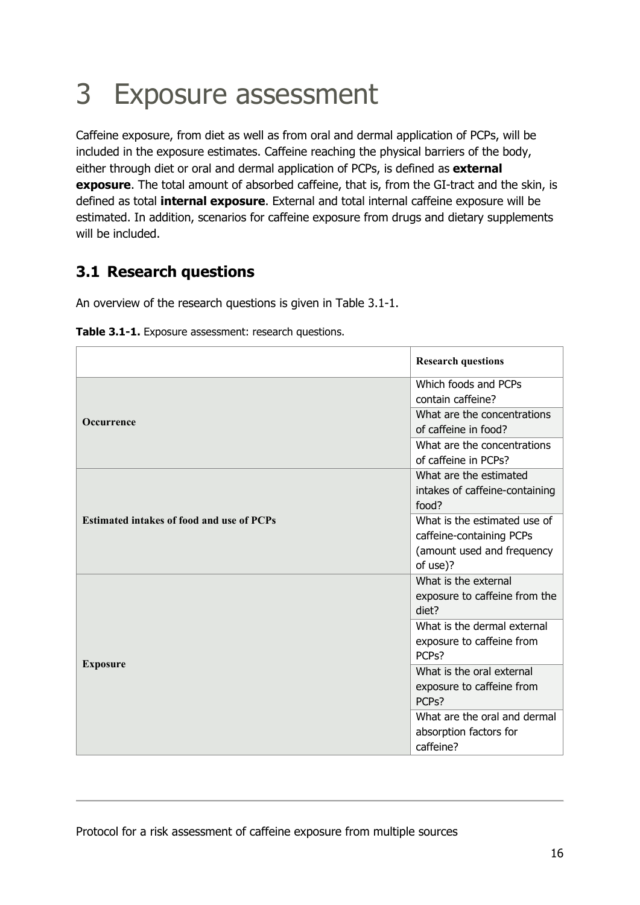# 3 Exposure assessment

Caffeine exposure, from diet as well as from oral and dermal application of PCPs, will be included in the exposure estimates. Caffeine reaching the physical barriers of the body, either through diet or oral and dermal application of PCPs, is defined as **external exposure**. The total amount of absorbed caffeine, that is, from the GI-tract and the skin, is defined as total **internal exposure**. External and total internal caffeine exposure will be estimated. In addition, scenarios for caffeine exposure from drugs and dietary supplements will be included.

## 3.1 Research questions

An overview of the research questions is given in Table 3.1-1.

**Table 3.1-1.** Exposure assessment: research questions.

| | Research questions |
|---|---|
| Occurrence | Which foods and PCPs contain caffeine? |
| | What are the concentrations of caffeine in food? |
| | What are the concentrations of caffeine in PCPs? |
| Estimated intakes of food and use of PCPs | What are the estimated intakes of caffeine-containing food? |
| | What is the estimated use of caffeine-containing PCPs (amount used and frequency of use)? |
| Exposure | What is the external exposure to caffeine from the diet? |
| | What is the dermal external exposure to caffeine from PCPs? |
| | What is the oral external exposure to caffeine from PCPs? |
| | What are the oral and dermal absorption factors for caffeine? |

Protocol for a risk assessment of caffeine exposure from multiple sources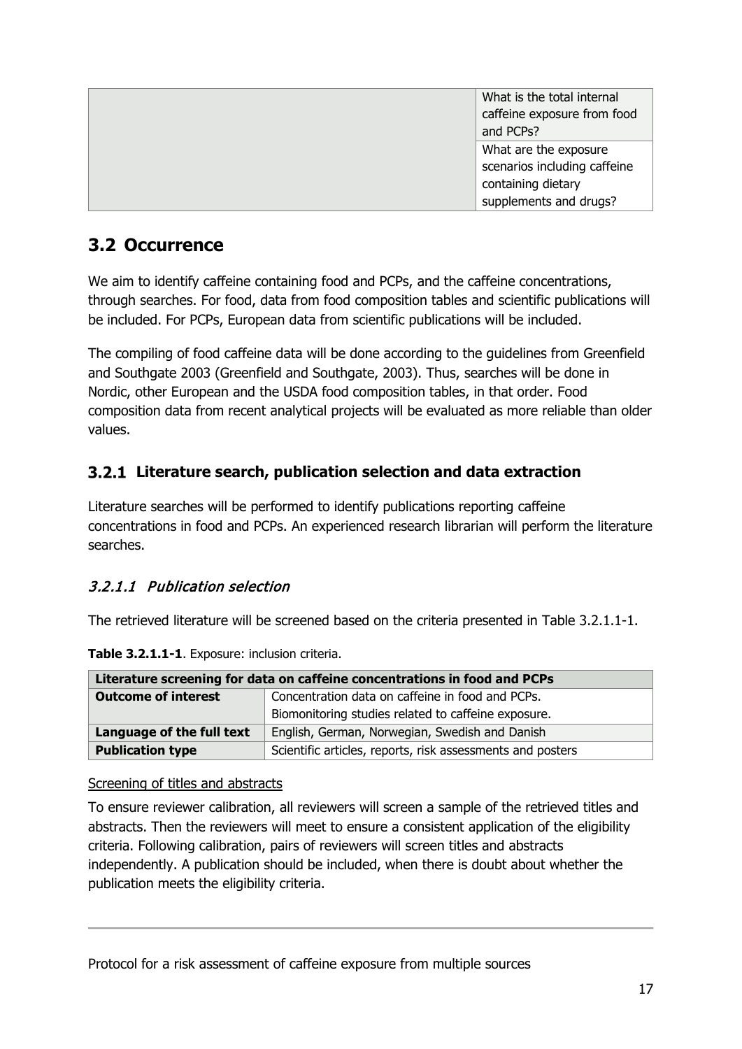| | |
|---|---|
| | What is the total internal caffeine exposure from food and PCPs? |
| | What are the exposure scenarios including caffeine containing dietary supplements and drugs? |

## 3.2 Occurrence

We aim to identify caffeine containing food and PCPs, and the caffeine concentrations, through searches. For food, data from food composition tables and scientific publications will be included. For PCPs, European data from scientific publications will be included.

The compiling of food caffeine data will be done according to the guidelines from Greenfield and Southgate 2003 (Greenfield and Southgate, 2003). Thus, searches will be done in Nordic, other European and the USDA food composition tables, in that order. Food composition data from recent analytical projects will be evaluated as more reliable than older values.

### 3.2.1 Literature search, publication selection and data extraction

Literature searches will be performed to identify publications reporting caffeine concentrations in food and PCPs. An experienced research librarian will perform the literature searches.

#### *3.2.1.1 Publication selection*

The retrieved literature will be screened based on the criteria presented in Table 3.2.1.1-1.

**Table 3.2.1.1-1**. Exposure: inclusion criteria.

| Literature screening for data on caffeine concentrations in food and PCPs | |
|---|---|
| **Outcome of interest** | Concentration data on caffeine in food and PCPs.<br>Biomonitoring studies related to caffeine exposure. |
| **Language of the full text** | English, German, Norwegian, Swedish and Danish |
| **Publication type** | Scientific articles, reports, risk assessments and posters |

<u>Screening of titles and abstracts</u>

To ensure reviewer calibration, all reviewers will screen a sample of the retrieved titles and abstracts. Then the reviewers will meet to ensure a consistent application of the eligibility criteria. Following calibration, pairs of reviewers will screen titles and abstracts independently. A publication should be included, when there is doubt about whether the publication meets the eligibility criteria.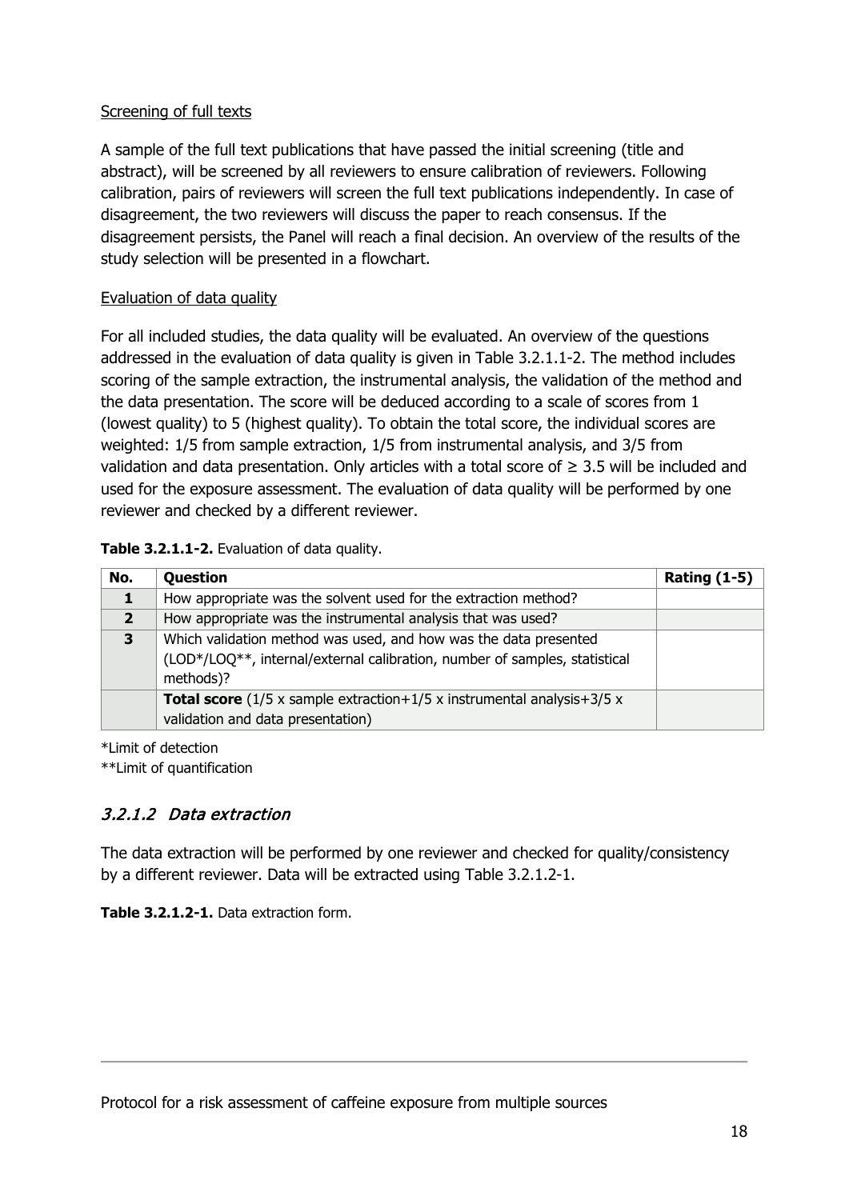Screening of full texts

A sample of the full text publications that have passed the initial screening (title and abstract), will be screened by all reviewers to ensure calibration of reviewers. Following calibration, pairs of reviewers will screen the full text publications independently. In case of disagreement, the two reviewers will discuss the paper to reach consensus. If the disagreement persists, the Panel will reach a final decision. An overview of the results of the study selection will be presented in a flowchart.

Evaluation of data quality

For all included studies, the data quality will be evaluated. An overview of the questions addressed in the evaluation of data quality is given in Table 3.2.1.1-2. The method includes scoring of the sample extraction, the instrumental analysis, the validation of the method and the data presentation. The score will be deduced according to a scale of scores from 1 (lowest quality) to 5 (highest quality). To obtain the total score, the individual scores are weighted: 1/5 from sample extraction, 1/5 from instrumental analysis, and 3/5 from validation and data presentation. Only articles with a total score of ≥ 3.5 will be included and used for the exposure assessment. The evaluation of data quality will be performed by one reviewer and checked by a different reviewer.

**Table 3.2.1.1-2.** Evaluation of data quality.

| No. | Question | Rating (1-5) |
|---|---|---|
| **1** | How appropriate was the solvent used for the extraction method? | |
| **2** | How appropriate was the instrumental analysis that was used? | |
| **3** | Which validation method was used, and how was the data presented (LOD*/LOQ**, internal/external calibration, number of samples, statistical methods)? | |
| | **Total score** (1/5 x sample extraction+1/5 x instrumental analysis+3/5 x validation and data presentation) | |

*Limit of detection

**Limit of quantification

### *3.2.1.2 Data extraction*

The data extraction will be performed by one reviewer and checked for quality/consistency by a different reviewer. Data will be extracted using Table 3.2.1.2-1.

**Table 3.2.1.2-1.** Data extraction form.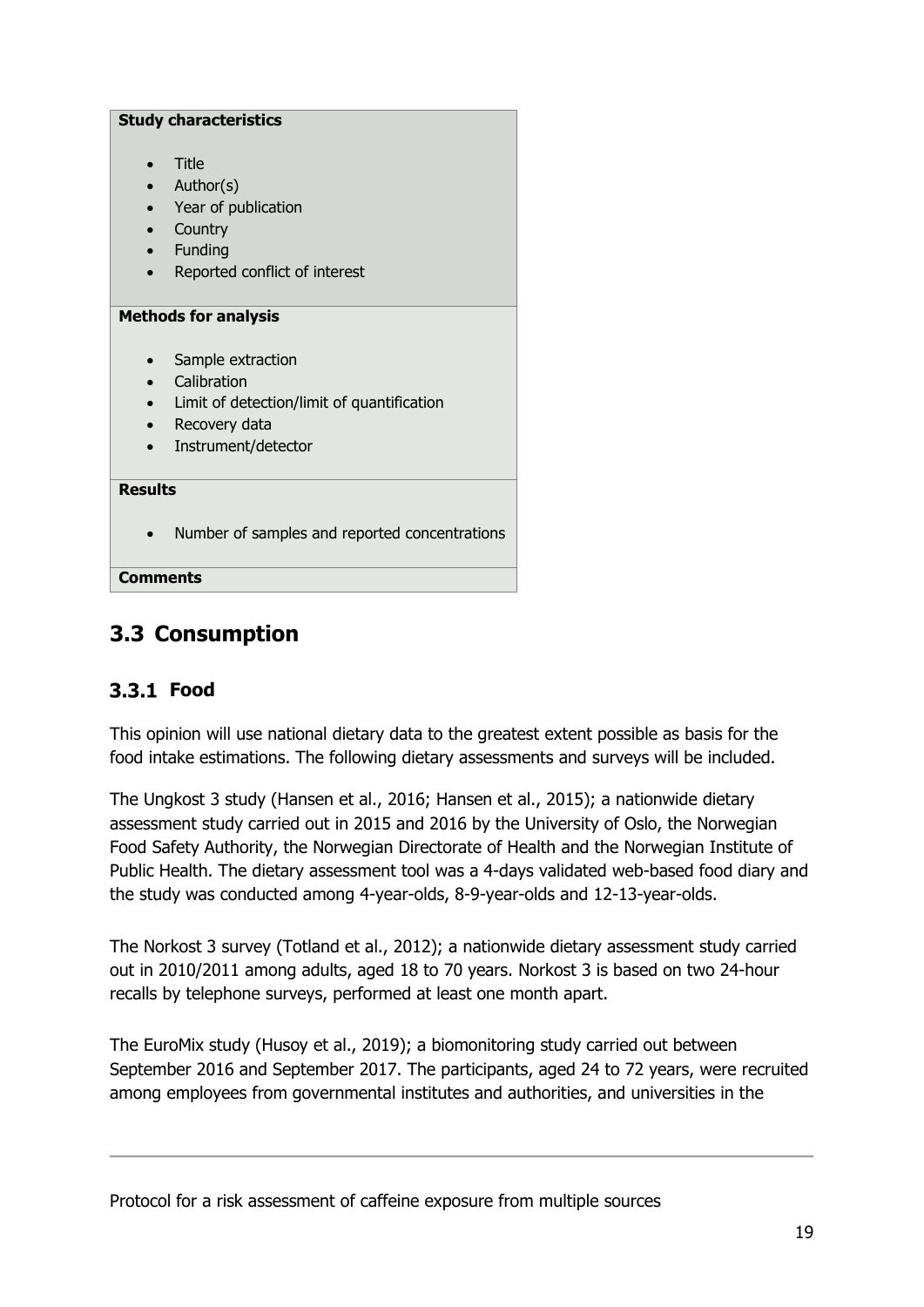| Study characteristics |
| --- |
| • Title<br>• Author(s)<br>• Year of publication<br>• Country<br>• Funding<br>• Reported conflict of interest |
| **Methods for analysis** |
| • Sample extraction<br>• Calibration<br>• Limit of detection/limit of quantification<br>• Recovery data<br>• Instrument/detector |
| **Results** |
| • Number of samples and reported concentrations |
| **Comments** |

## 3.3 Consumption

### 3.3.1 Food

This opinion will use national dietary data to the greatest extent possible as basis for the food intake estimations. The following dietary assessments and surveys will be included.

The Ungkost 3 study (Hansen et al., 2016; Hansen et al., 2015); a nationwide dietary assessment study carried out in 2015 and 2016 by the University of Oslo, the Norwegian Food Safety Authority, the Norwegian Directorate of Health and the Norwegian Institute of Public Health. The dietary assessment tool was a 4-days validated web-based food diary and the study was conducted among 4-year-olds, 8-9-year-olds and 12-13-year-olds.

The Norkost 3 survey (Totland et al., 2012); a nationwide dietary assessment study carried out in 2010/2011 among adults, aged 18 to 70 years. Norkost 3 is based on two 24-hour recalls by telephone surveys, performed at least one month apart.

The EuroMix study (Husoy et al., 2019); a biomonitoring study carried out between September 2016 and September 2017. The participants, aged 24 to 72 years, were recruited among employees from governmental institutes and authorities, and universities in the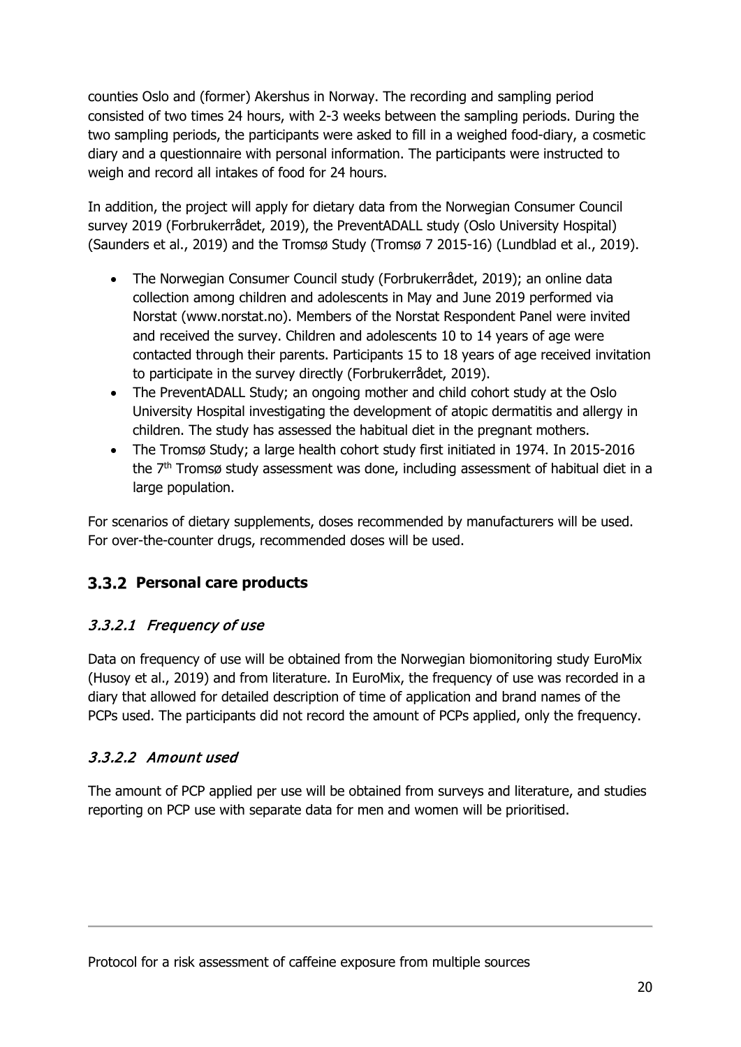counties Oslo and (former) Akershus in Norway. The recording and sampling period consisted of two times 24 hours, with 2-3 weeks between the sampling periods. During the two sampling periods, the participants were asked to fill in a weighed food-diary, a cosmetic diary and a questionnaire with personal information. The participants were instructed to weigh and record all intakes of food for 24 hours.

In addition, the project will apply for dietary data from the Norwegian Consumer Council survey 2019 (Forbrukerrådet, 2019), the PreventADALL study (Oslo University Hospital) (Saunders et al., 2019) and the Tromsø Study (Tromsø 7 2015-16) (Lundblad et al., 2019).

- The Norwegian Consumer Council study (Forbrukerrådet, 2019); an online data collection among children and adolescents in May and June 2019 performed via Norstat (www.norstat.no). Members of the Norstat Respondent Panel were invited and received the survey. Children and adolescents 10 to 14 years of age were contacted through their parents. Participants 15 to 18 years of age received invitation to participate in the survey directly (Forbrukerrådet, 2019).
- The PreventADALL Study; an ongoing mother and child cohort study at the Oslo University Hospital investigating the development of atopic dermatitis and allergy in children. The study has assessed the habitual diet in the pregnant mothers.
- The Tromsø Study; a large health cohort study first initiated in 1974. In 2015-2016 the 7th Tromsø study assessment was done, including assessment of habitual diet in a large population.

For scenarios of dietary supplements, doses recommended by manufacturers will be used. For over-the-counter drugs, recommended doses will be used.

### 3.3.2 Personal care products

#### *3.3.2.1 Frequency of use*

Data on frequency of use will be obtained from the Norwegian biomonitoring study EuroMix (Husoy et al., 2019) and from literature. In EuroMix, the frequency of use was recorded in a diary that allowed for detailed description of time of application and brand names of the PCPs used. The participants did not record the amount of PCPs applied, only the frequency.

#### *3.3.2.2 Amount used*

The amount of PCP applied per use will be obtained from surveys and literature, and studies reporting on PCP use with separate data for men and women will be prioritised.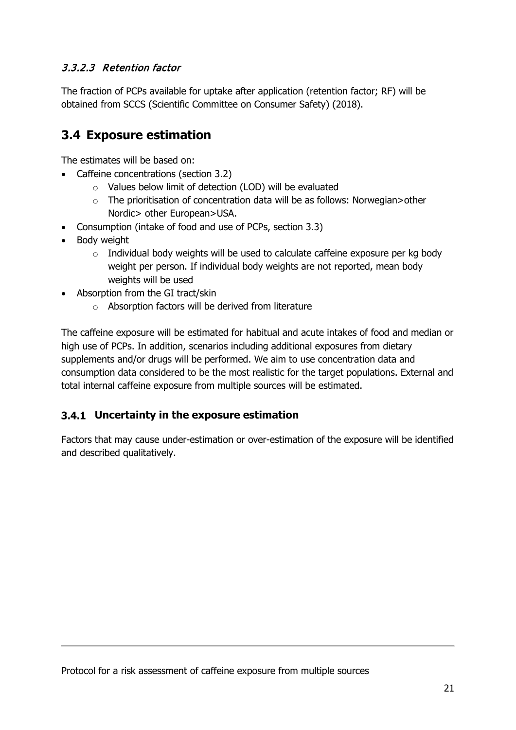#### *3.3.2.3 Retention factor*

The fraction of PCPs available for uptake after application (retention factor; RF) will be obtained from SCCS (Scientific Committee on Consumer Safety) (2018).

## 3.4 Exposure estimation

The estimates will be based on:

- Caffeine concentrations (section 3.2)
  - Values below limit of detection (LOD) will be evaluated
  - The prioritisation of concentration data will be as follows: Norwegian>other Nordic> other European>USA.
- Consumption (intake of food and use of PCPs, section 3.3)
- Body weight
  - Individual body weights will be used to calculate caffeine exposure per kg body weight per person. If individual body weights are not reported, mean body weights will be used
- Absorption from the GI tract/skin
  - Absorption factors will be derived from literature

The caffeine exposure will be estimated for habitual and acute intakes of food and median or high use of PCPs. In addition, scenarios including additional exposures from dietary supplements and/or drugs will be performed. We aim to use concentration data and consumption data considered to be the most realistic for the target populations. External and total internal caffeine exposure from multiple sources will be estimated.

### 3.4.1 Uncertainty in the exposure estimation

Factors that may cause under-estimation or over-estimation of the exposure will be identified and described qualitatively.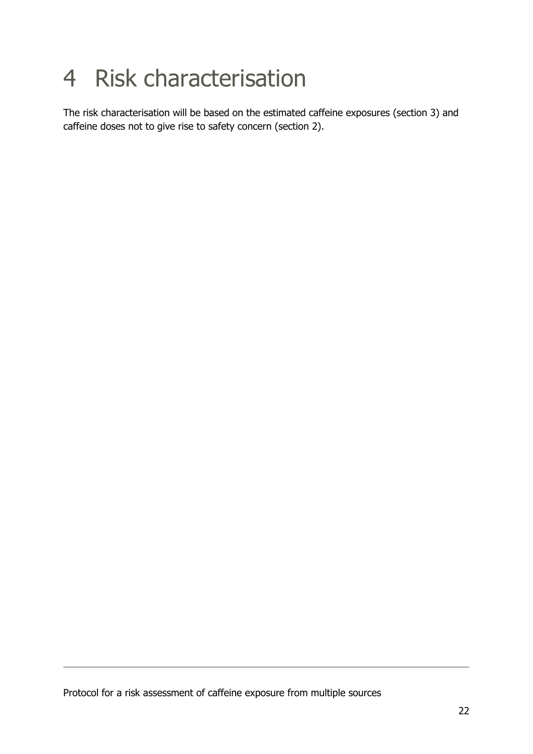# 4 Risk characterisation

The risk characterisation will be based on the estimated caffeine exposures (section 3) and caffeine doses not to give rise to safety concern (section 2).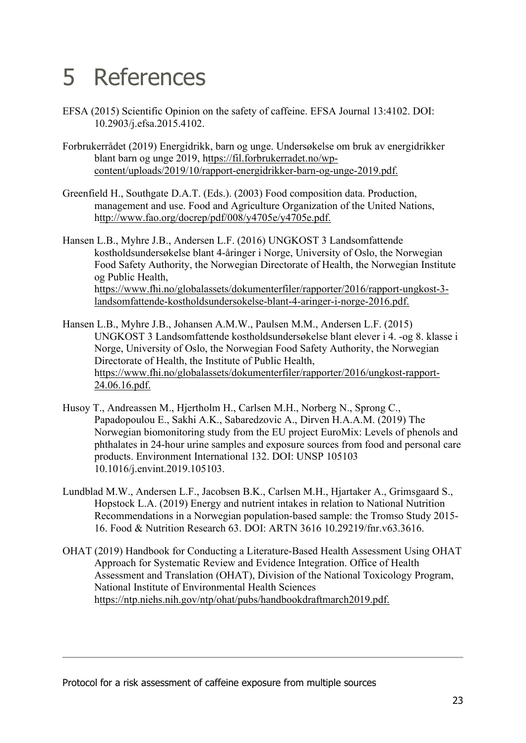# 5 References

EFSA (2015) Scientific Opinion on the safety of caffeine. EFSA Journal 13:4102. DOI: 10.2903/j.efsa.2015.4102.

Forbrukerrådet (2019) Energidrikk, barn og unge. Undersøkelse om bruk av energidrikker blant barn og unge 2019, https://fil.forbrukerradet.no/wp-content/uploads/2019/10/rapport-energidrikker-barn-og-unge-2019.pdf.

Greenfield H., Southgate D.A.T. (Eds.). (2003) Food composition data. Production, management and use. Food and Agriculture Organization of the United Nations, http://www.fao.org/docrep/pdf/008/y4705e/y4705e.pdf.

Hansen L.B., Myhre J.B., Andersen L.F. (2016) UNGKOST 3 Landsomfattende kostholdsundersøkelse blant 4-åringer i Norge, University of Oslo, the Norwegian Food Safety Authority, the Norwegian Directorate of Health, the Norwegian Institute og Public Health, https://www.fhi.no/globalassets/dokumenterfiler/rapporter/2016/rapport-ungkost-3-landsomfattende-kostholdsundersokelse-blant-4-aringer-i-norge-2016.pdf.

Hansen L.B., Myhre J.B., Johansen A.M.W., Paulsen M.M., Andersen L.F. (2015) UNGKOST 3 Landsomfattende kostholdsundersøkelse blant elever i 4. -og 8. klasse i Norge, University of Oslo, the Norwegian Food Safety Authority, the Norwegian Directorate of Health, the Institute of Public Health, https://www.fhi.no/globalassets/dokumenterfiler/rapporter/2016/ungkost-rapport-24.06.16.pdf.

Husoy T., Andreassen M., Hjertholm H., Carlsen M.H., Norberg N., Sprong C., Papadopoulou E., Sakhi A.K., Sabaredzovic A., Dirven H.A.A.M. (2019) The Norwegian biomonitoring study from the EU project EuroMix: Levels of phenols and phthalates in 24-hour urine samples and exposure sources from food and personal care products. Environment International 132. DOI: UNSP 105103 10.1016/j.envint.2019.105103.

Lundblad M.W., Andersen L.F., Jacobsen B.K., Carlsen M.H., Hjartaker A., Grimsgaard S., Hopstock L.A. (2019) Energy and nutrient intakes in relation to National Nutrition Recommendations in a Norwegian population-based sample: the Tromso Study 2015-16. Food & Nutrition Research 63. DOI: ARTN 3616 10.29219/fnr.v63.3616.

OHAT (2019) Handbook for Conducting a Literature-Based Health Assessment Using OHAT Approach for Systematic Review and Evidence Integration. Office of Health Assessment and Translation (OHAT), Division of the National Toxicology Program, National Institute of Environmental Health Sciences https://ntp.niehs.nih.gov/ntp/ohat/pubs/handbookdraftmarch2019.pdf.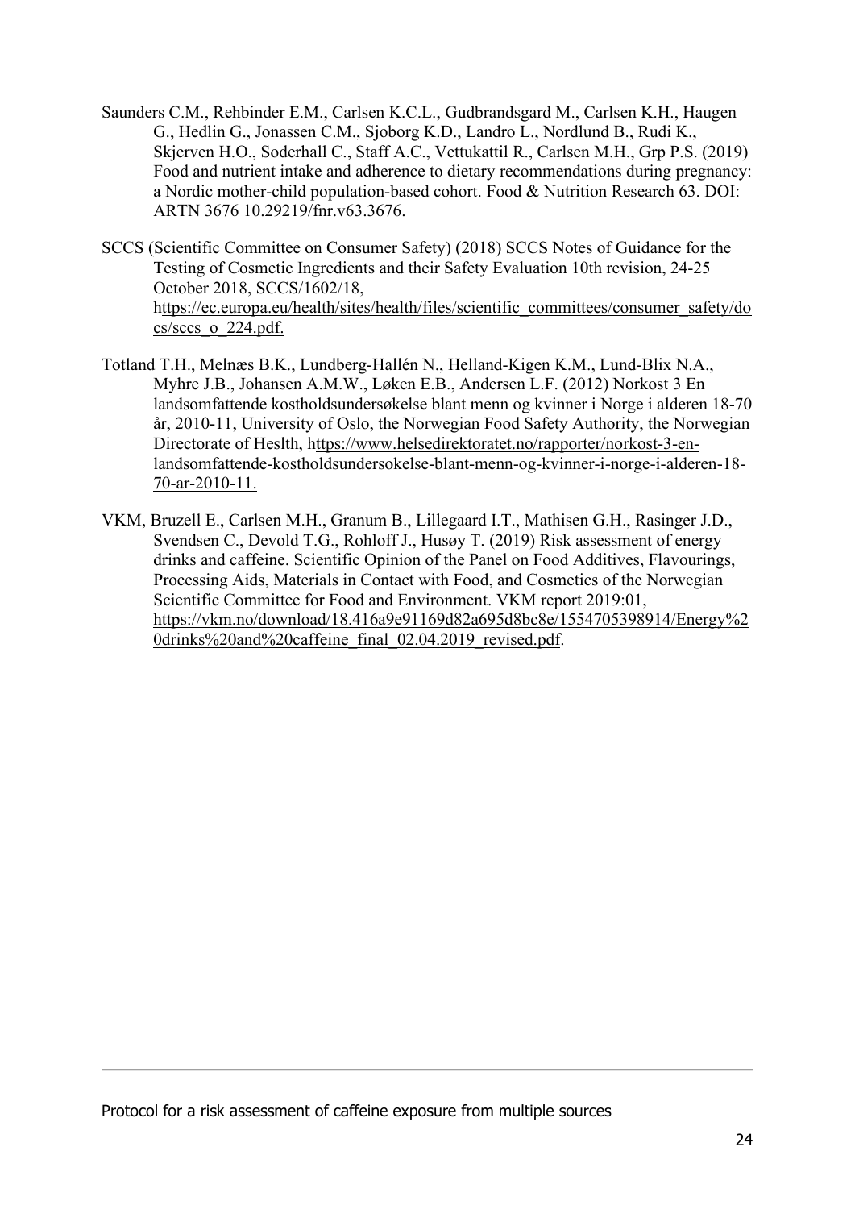Saunders C.M., Rehbinder E.M., Carlsen K.C.L., Gudbrandsgard M., Carlsen K.H., Haugen G., Hedlin G., Jonassen C.M., Sjoborg K.D., Landro L., Nordlund B., Rudi K., Skjerven H.O., Soderhall C., Staff A.C., Vettukattil R., Carlsen M.H., Grp P.S. (2019) Food and nutrient intake and adherence to dietary recommendations during pregnancy: a Nordic mother-child population-based cohort. Food & Nutrition Research 63. DOI: ARTN 3676 10.29219/fnr.v63.3676.

SCCS (Scientific Committee on Consumer Safety) (2018) SCCS Notes of Guidance for the Testing of Cosmetic Ingredients and their Safety Evaluation 10th revision, 24-25 October 2018, SCCS/1602/18, https://ec.europa.eu/health/sites/health/files/scientific_committees/consumer_safety/docs/sccs_o_224.pdf.

Totland T.H., Melnæs B.K., Lundberg-Hallén N., Helland-Kigen K.M., Lund-Blix N.A., Myhre J.B., Johansen A.M.W., Løken E.B., Andersen L.F. (2012) Norkost 3 En landsomfattende kostholdsundersøkelse blant menn og kvinner i Norge i alderen 18-70 år, 2010-11, University of Oslo, the Norwegian Food Safety Authority, the Norwegian Directorate of Heslth, https://www.helsedirektoratet.no/rapporter/norkost-3-en-landsomfattende-kostholdsundersokelse-blant-menn-og-kvinner-i-norge-i-alderen-18-70-ar-2010-11.

VKM, Bruzell E., Carlsen M.H., Granum B., Lillegaard I.T., Mathisen G.H., Rasinger J.D., Svendsen C., Devold T.G., Rohloff J., Husøy T. (2019) Risk assessment of energy drinks and caffeine. Scientific Opinion of the Panel on Food Additives, Flavourings, Processing Aids, Materials in Contact with Food, and Cosmetics of the Norwegian Scientific Committee for Food and Environment. VKM report 2019:01, https://vkm.no/download/18.416a9e91169d82a695d8bc8e/1554705398914/Energy%20drinks%20and%20caffeine_final_02.04.2019_revised.pdf.